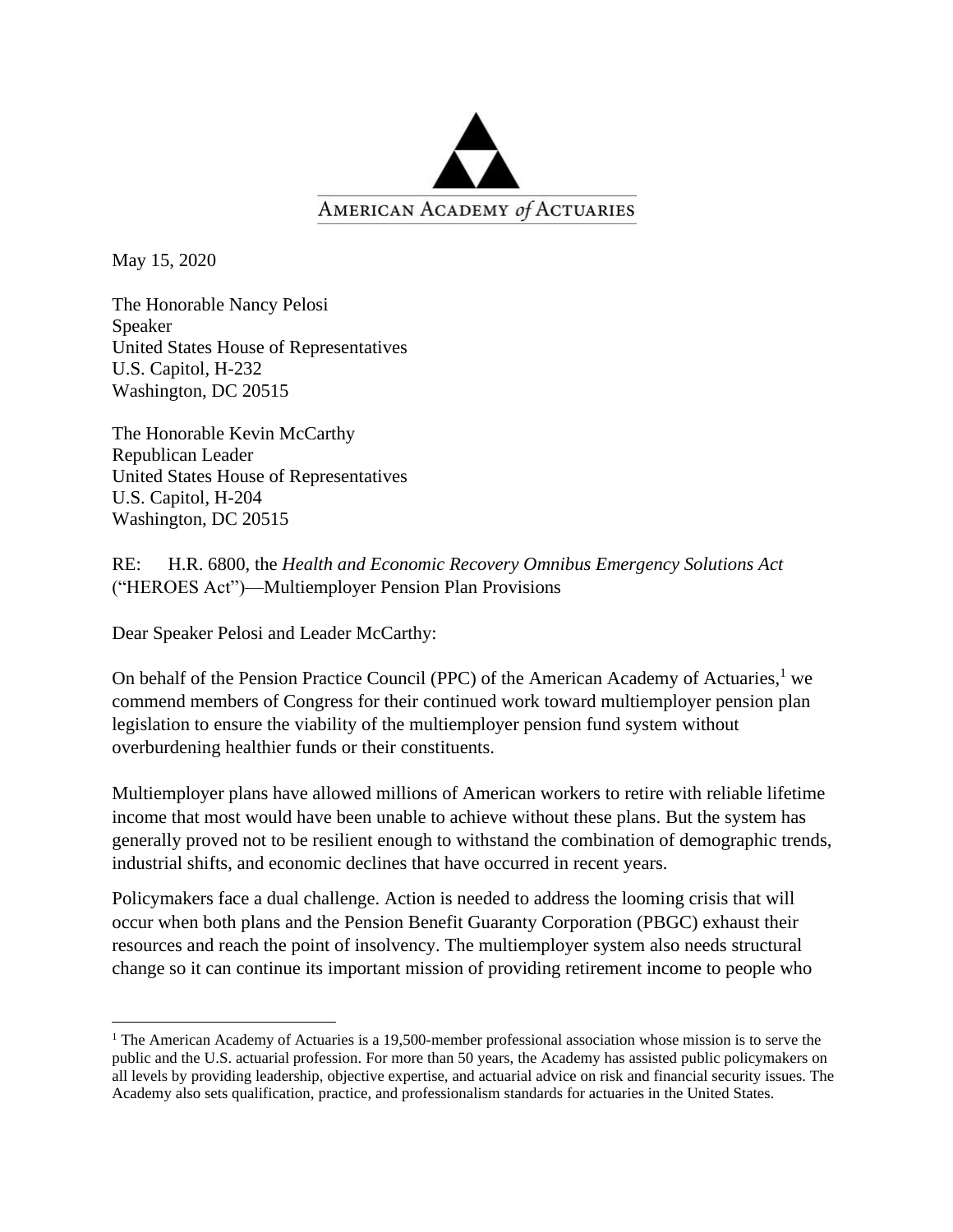AMERICAN ACADEMY *of* ACTUARIES

May 15, 2020

The Honorable Nancy Pelosi
Speaker
United States House of Representatives
U.S. Capitol, H-232
Washington, DC 20515

The Honorable Kevin McCarthy
Republican Leader
United States House of Representatives
U.S. Capitol, H-204
Washington, DC 20515

RE: H.R. 6800, the *Health and Economic Recovery Omnibus Emergency Solutions Act* ("HEROES Act")—Multiemployer Pension Plan Provisions

Dear Speaker Pelosi and Leader McCarthy:

On behalf of the Pension Practice Council (PPC) of the American Academy of Actuaries,[1] we commend members of Congress for their continued work toward multiemployer pension plan legislation to ensure the viability of the multiemployer pension fund system without overburdening healthier funds or their constituents.

Multiemployer plans have allowed millions of American workers to retire with reliable lifetime income that most would have been unable to achieve without these plans. But the system has generally proved not to be resilient enough to withstand the combination of demographic trends, industrial shifts, and economic declines that have occurred in recent years.

Policymakers face a dual challenge. Action is needed to address the looming crisis that will occur when both plans and the Pension Benefit Guaranty Corporation (PBGC) exhaust their resources and reach the point of insolvency. The multiemployer system also needs structural change so it can continue its important mission of providing retirement income to people who

---

[1] The American Academy of Actuaries is a 19,500-member professional association whose mission is to serve the public and the U.S. actuarial profession. For more than 50 years, the Academy has assisted public policymakers on all levels by providing leadership, objective expertise, and actuarial advice on risk and financial security issues. The Academy also sets qualification, practice, and professionalism standards for actuaries in the United States.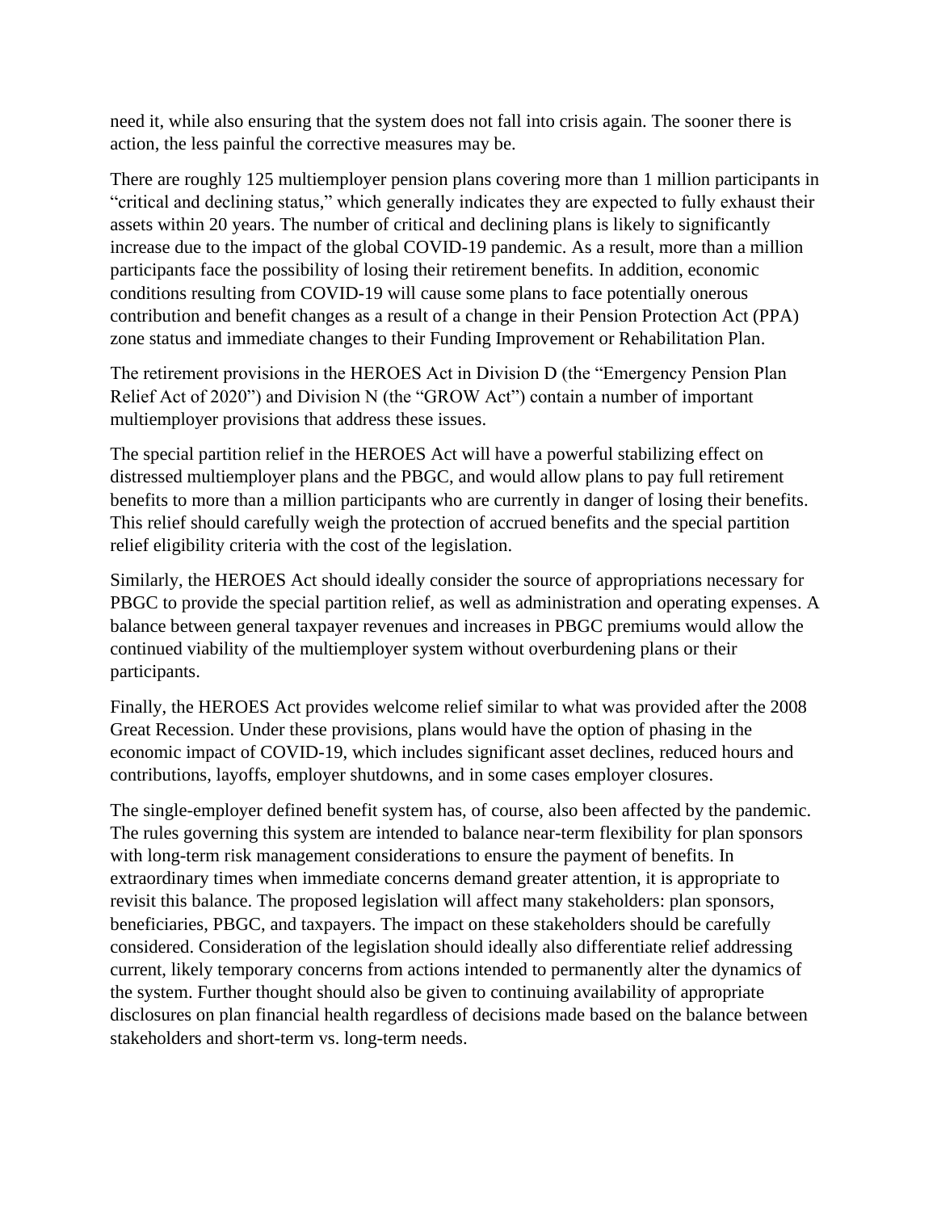need it, while also ensuring that the system does not fall into crisis again. The sooner there is action, the less painful the corrective measures may be.

There are roughly 125 multiemployer pension plans covering more than 1 million participants in "critical and declining status," which generally indicates they are expected to fully exhaust their assets within 20 years. The number of critical and declining plans is likely to significantly increase due to the impact of the global COVID-19 pandemic. As a result, more than a million participants face the possibility of losing their retirement benefits. In addition, economic conditions resulting from COVID-19 will cause some plans to face potentially onerous contribution and benefit changes as a result of a change in their Pension Protection Act (PPA) zone status and immediate changes to their Funding Improvement or Rehabilitation Plan.

The retirement provisions in the HEROES Act in Division D (the "Emergency Pension Plan Relief Act of 2020") and Division N (the "GROW Act") contain a number of important multiemployer provisions that address these issues.

The special partition relief in the HEROES Act will have a powerful stabilizing effect on distressed multiemployer plans and the PBGC, and would allow plans to pay full retirement benefits to more than a million participants who are currently in danger of losing their benefits. This relief should carefully weigh the protection of accrued benefits and the special partition relief eligibility criteria with the cost of the legislation.

Similarly, the HEROES Act should ideally consider the source of appropriations necessary for PBGC to provide the special partition relief, as well as administration and operating expenses. A balance between general taxpayer revenues and increases in PBGC premiums would allow the continued viability of the multiemployer system without overburdening plans or their participants.

Finally, the HEROES Act provides welcome relief similar to what was provided after the 2008 Great Recession. Under these provisions, plans would have the option of phasing in the economic impact of COVID-19, which includes significant asset declines, reduced hours and contributions, layoffs, employer shutdowns, and in some cases employer closures.

The single-employer defined benefit system has, of course, also been affected by the pandemic. The rules governing this system are intended to balance near-term flexibility for plan sponsors with long-term risk management considerations to ensure the payment of benefits. In extraordinary times when immediate concerns demand greater attention, it is appropriate to revisit this balance. The proposed legislation will affect many stakeholders: plan sponsors, beneficiaries, PBGC, and taxpayers. The impact on these stakeholders should be carefully considered. Consideration of the legislation should ideally also differentiate relief addressing current, likely temporary concerns from actions intended to permanently alter the dynamics of the system. Further thought should also be given to continuing availability of appropriate disclosures on plan financial health regardless of decisions made based on the balance between stakeholders and short-term vs. long-term needs.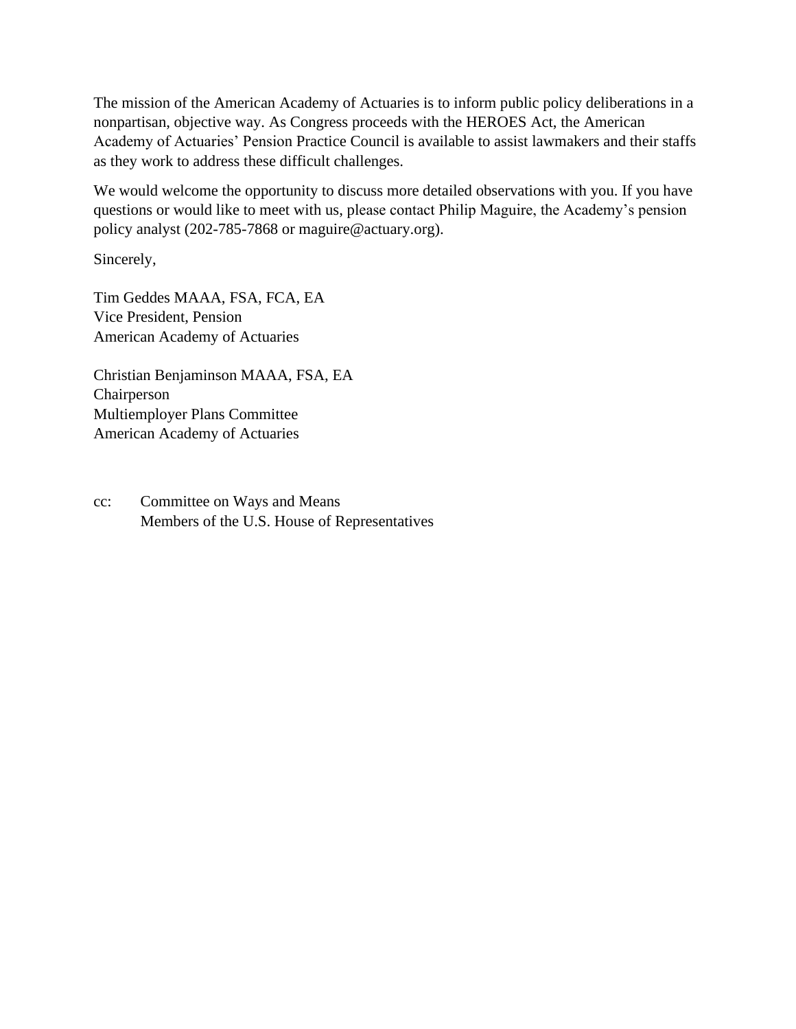The mission of the American Academy of Actuaries is to inform public policy deliberations in a nonpartisan, objective way. As Congress proceeds with the HEROES Act, the American Academy of Actuaries' Pension Practice Council is available to assist lawmakers and their staffs as they work to address these difficult challenges.

We would welcome the opportunity to discuss more detailed observations with you. If you have questions or would like to meet with us, please contact Philip Maguire, the Academy's pension policy analyst (202-785-7868 or maguire@actuary.org).

Sincerely,

Tim Geddes MAAA, FSA, FCA, EA
Vice President, Pension
American Academy of Actuaries

Christian Benjaminson MAAA, FSA, EA
Chairperson
Multiemployer Plans Committee
American Academy of Actuaries

cc: Committee on Ways and Means
Members of the U.S. House of Representatives